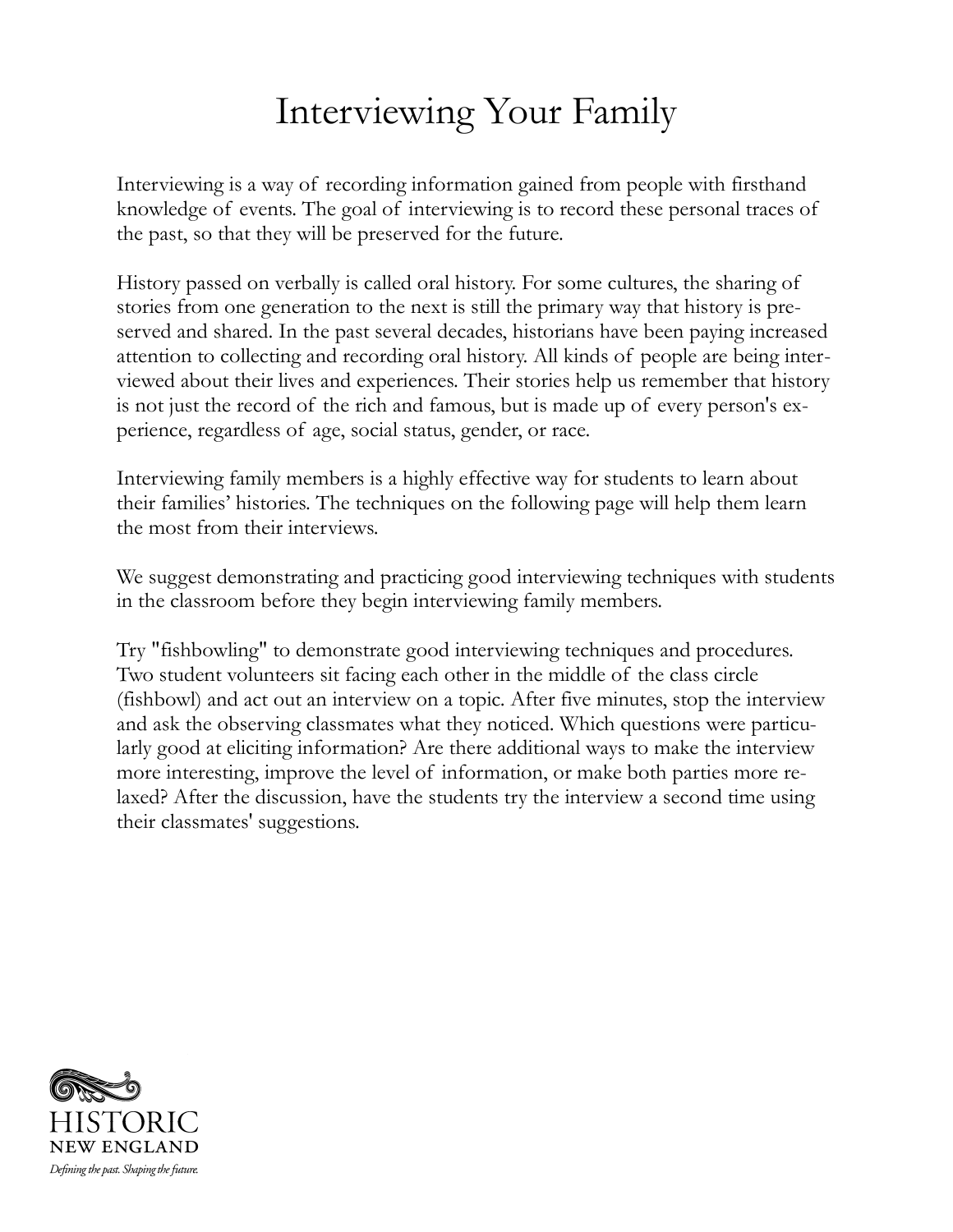# Interviewing Your Family

Interviewing is a way of recording information gained from people with firsthand knowledge of events. The goal of interviewing is to record these personal traces of the past, so that they will be preserved for the future.

History passed on verbally is called oral history. For some cultures, the sharing of stories from one generation to the next is still the primary way that history is preserved and shared. In the past several decades, historians have been paying increased attention to collecting and recording oral history. All kinds of people are being interviewed about their lives and experiences. Their stories help us remember that history is not just the record of the rich and famous, but is made up of every person's experience, regardless of age, social status, gender, or race.

Interviewing family members is a highly effective way for students to learn about their families' histories. The techniques on the following page will help them learn the most from their interviews.

We suggest demonstrating and practicing good interviewing techniques with students in the classroom before they begin interviewing family members.

Try "fishbowling" to demonstrate good interviewing techniques and procedures. Two student volunteers sit facing each other in the middle of the class circle (fishbowl) and act out an interview on a topic. After five minutes, stop the interview and ask the observing classmates what they noticed. Which questions were particularly good at eliciting information? Are there additional ways to make the interview more interesting, improve the level of information, or make both parties more relaxed? After the discussion, have the students try the interview a second time using their classmates' suggestions.

HISTORIC NEW ENGLAND

*Defining the past. Shaping the future.*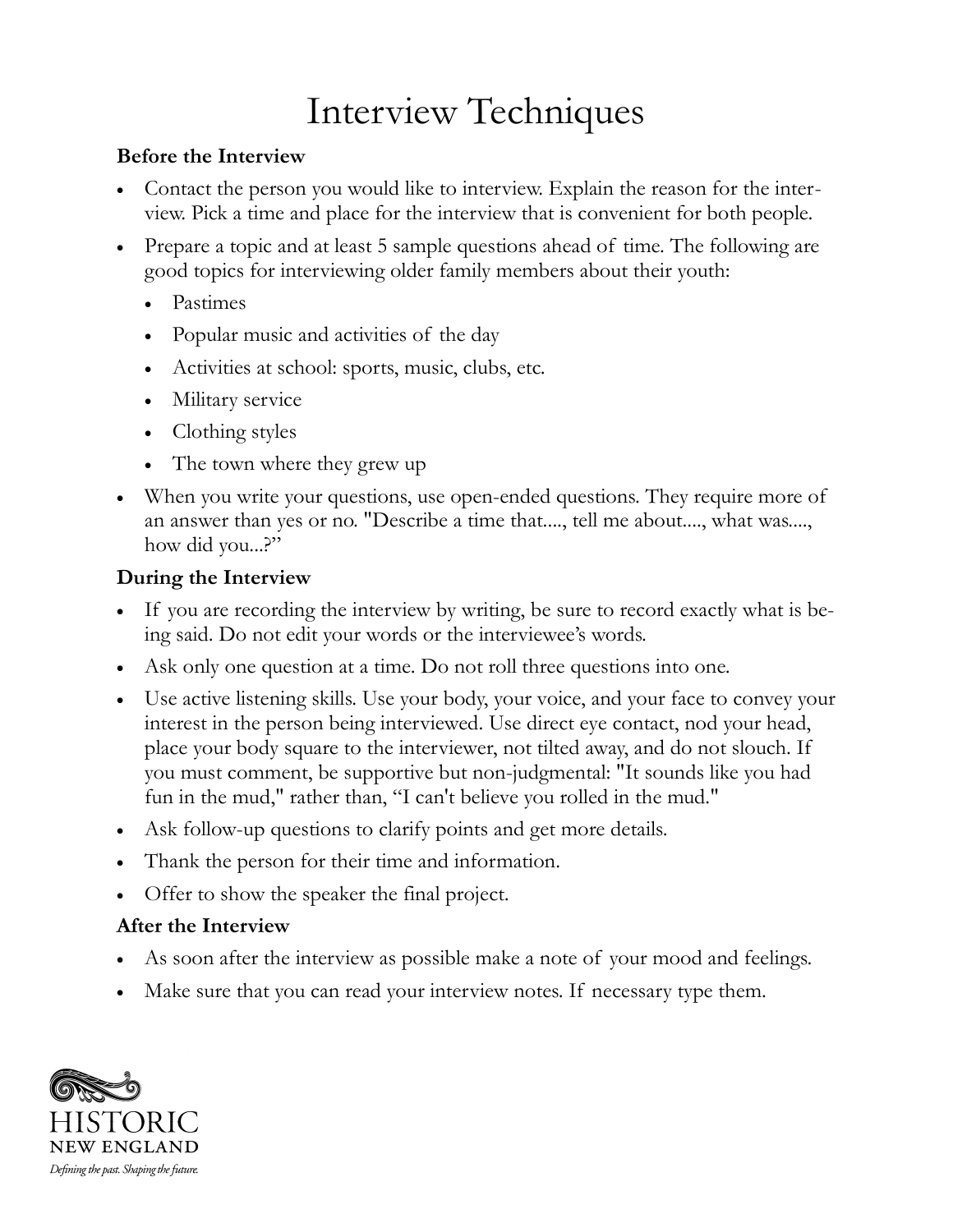# Interview Techniques

**Before the Interview**

- Contact the person you would like to interview. Explain the reason for the interview. Pick a time and place for the interview that is convenient for both people.
- Prepare a topic and at least 5 sample questions ahead of time. The following are good topics for interviewing older family members about their youth:
  - Pastimes
  - Popular music and activities of the day
  - Activities at school: sports, music, clubs, etc.
  - Military service
  - Clothing styles
  - The town where they grew up
- When you write your questions, use open-ended questions. They require more of an answer than yes or no. "Describe a time that...., tell me about...., what was...., how did you...?"

**During the Interview**

- If you are recording the interview by writing, be sure to record exactly what is being said. Do not edit your words or the interviewee's words.
- Ask only one question at a time. Do not roll three questions into one.
- Use active listening skills. Use your body, your voice, and your face to convey your interest in the person being interviewed. Use direct eye contact, nod your head, place your body square to the interviewer, not tilted away, and do not slouch. If you must comment, be supportive but non-judgmental: "It sounds like you had fun in the mud," rather than, "I can't believe you rolled in the mud."
- Ask follow-up questions to clarify points and get more details.
- Thank the person for their time and information.
- Offer to show the speaker the final project.

**After the Interview**

- As soon after the interview as possible make a note of your mood and feelings.
- Make sure that you can read your interview notes. If necessary type them.

HISTORIC
NEW ENGLAND
*Defining the past. Shaping the future.*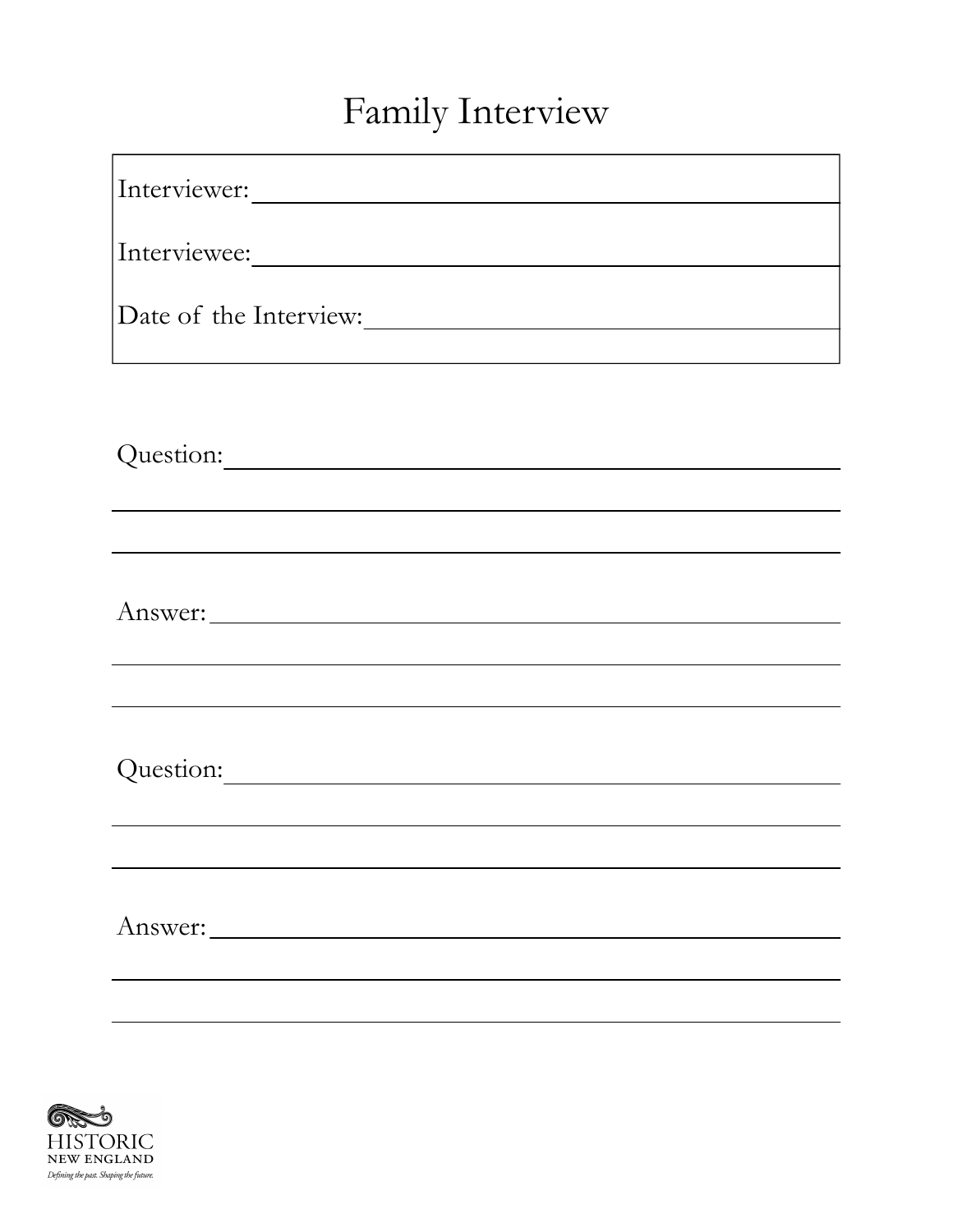# Family Interview

Interviewer: ______________________________

Interviewee: ______________________________

Date of the Interview: ______________________________

Question: ______________________________

______________________________

______________________________

Answer: ______________________________

______________________________

______________________________

Question: ______________________________

______________________________

______________________________

Answer: ______________________________

______________________________

______________________________

HISTORIC
NEW ENGLAND
*Defining the past. Shaping the future.*